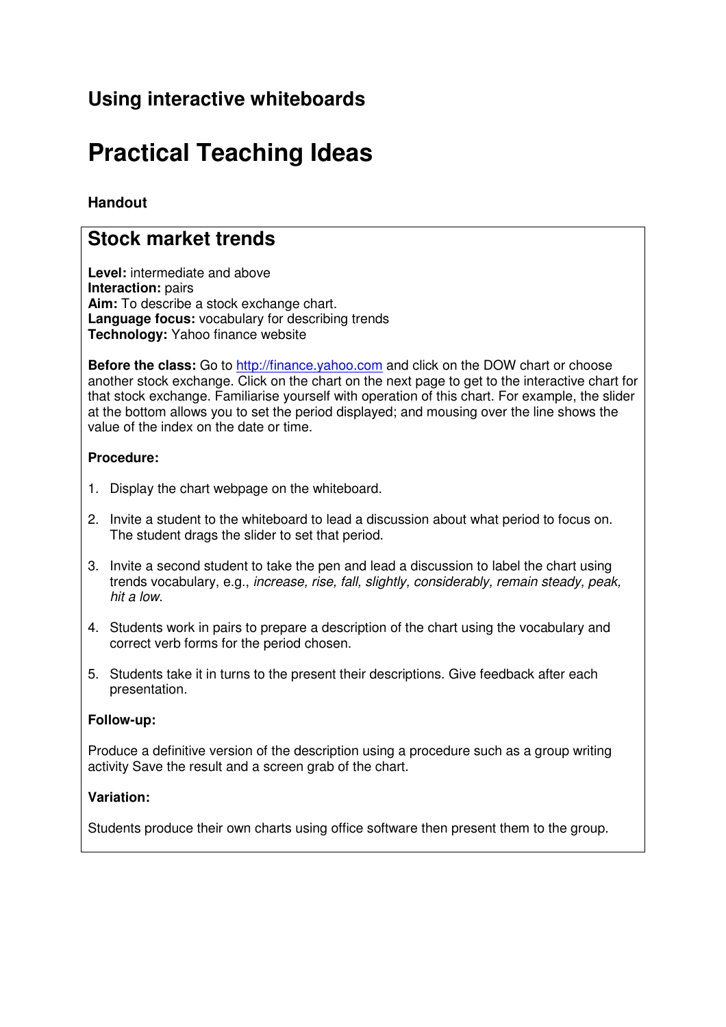## Using interactive whiteboards

# Practical Teaching Ideas

**Handout**

## Stock market trends

**Level:** intermediate and above
**Interaction:** pairs
**Aim:** To describe a stock exchange chart.
**Language focus:** vocabulary for describing trends
**Technology:** Yahoo finance website

**Before the class:** Go to http://finance.yahoo.com and click on the DOW chart or choose another stock exchange. Click on the chart on the next page to get to the interactive chart for that stock exchange. Familiarise yourself with operation of this chart. For example, the slider at the bottom allows you to set the period displayed; and mousing over the line shows the value of the index on the date or time.

**Procedure:**

1. Display the chart webpage on the whiteboard.
2. Invite a student to the whiteboard to lead a discussion about what period to focus on. The student drags the slider to set that period.
3. Invite a second student to take the pen and lead a discussion to label the chart using trends vocabulary, e.g., *increase, rise, fall, slightly, considerably, remain steady, peak, hit a low.*
4. Students work in pairs to prepare a description of the chart using the vocabulary and correct verb forms for the period chosen.
5. Students take it in turns to the present their descriptions. Give feedback after each presentation.

**Follow-up:**

Produce a definitive version of the description using a procedure such as a group writing activity Save the result and a screen grab of the chart.

**Variation:**

Students produce their own charts using office software then present them to the group.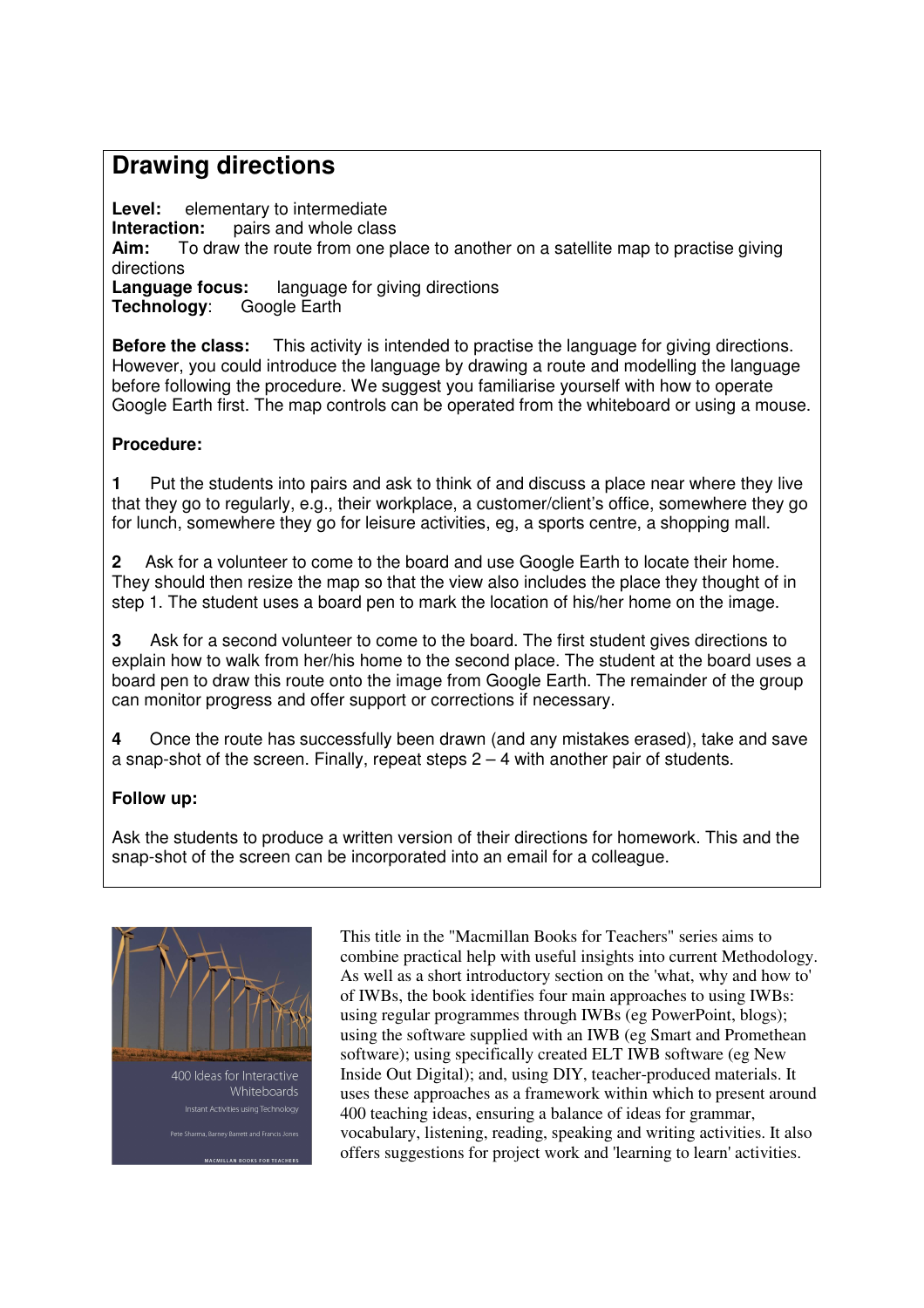# Drawing directions

**Level:** elementary to intermediate
**Interaction:** pairs and whole class
**Aim:** To draw the route from one place to another on a satellite map to practise giving directions
**Language focus:** language for giving directions
**Technology**: Google Earth

**Before the class:** This activity is intended to practise the language for giving directions. However, you could introduce the language by drawing a route and modelling the language before following the procedure. We suggest you familiarise yourself with how to operate Google Earth first. The map controls can be operated from the whiteboard or using a mouse.

**Procedure:**

**1** Put the students into pairs and ask to think of and discuss a place near where they live that they go to regularly, e.g., their workplace, a customer/client's office, somewhere they go for lunch, somewhere they go for leisure activities, eg, a sports centre, a shopping mall.

**2** Ask for a volunteer to come to the board and use Google Earth to locate their home. They should then resize the map so that the view also includes the place they thought of in step 1. The student uses a board pen to mark the location of his/her home on the image.

**3** Ask for a second volunteer to come to the board. The first student gives directions to explain how to walk from her/his home to the second place. The student at the board uses a board pen to draw this route onto the image from Google Earth. The remainder of the group can monitor progress and offer support or corrections if necessary.

**4** Once the route has successfully been drawn (and any mistakes erased), take and save a snap-shot of the screen. Finally, repeat steps 2 – 4 with another pair of students.

**Follow up:**

Ask the students to produce a written version of their directions for homework. This and the snap-shot of the screen can be incorporated into an email for a colleague.

400 Ideas for Interactive Whiteboards
Instant Activities using Technology
Pete Sharma, Barney Barrett and Francis Jones
MACMILLAN BOOKS FOR TEACHERS

This title in the "Macmillan Books for Teachers" series aims to combine practical help with useful insights into current Methodology. As well as a short introductory section on the 'what, why and how to' of IWBs, the book identifies four main approaches to using IWBs: using regular programmes through IWBs (eg PowerPoint, blogs); using the software supplied with an IWB (eg Smart and Promethean software); using specifically created ELT IWB software (eg New Inside Out Digital); and, using DIY, teacher-produced materials. It uses these approaches as a framework within which to present around 400 teaching ideas, ensuring a balance of ideas for grammar, vocabulary, listening, reading, speaking and writing activities. It also offers suggestions for project work and 'learning to learn' activities.